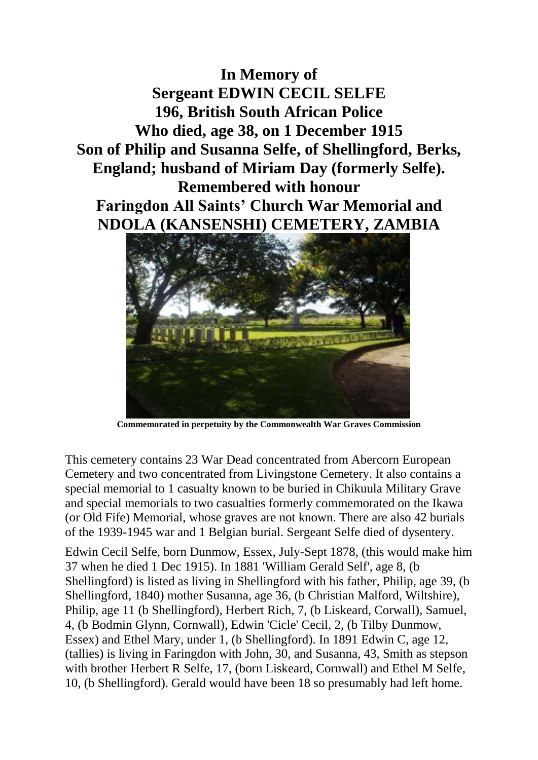# In Memory of
# Sergeant EDWIN CECIL SELFE
# 196, British South African Police
# Who died, age 38, on 1 December 1915
# Son of Philip and Susanna Selfe, of Shellingford, Berks, England; husband of Miriam Day (formerly Selfe).
# Remembered with honour
# Faringdon All Saints' Church War Memorial and NDOLA (KANSENSHI) CEMETERY, ZAMBIA

**Commemorated in perpetuity by the Commonwealth War Graves Commission**

This cemetery contains 23 War Dead concentrated from Abercorn European Cemetery and two concentrated from Livingstone Cemetery. It also contains a special memorial to 1 casualty known to be buried in Chikuula Military Grave and special memorials to two casualties formerly commemorated on the Ikawa (or Old Fife) Memorial, whose graves are not known. There are also 42 burials of the 1939-1945 war and 1 Belgian burial. Sergeant Selfe died of dysentery.

Edwin Cecil Selfe, born Dunmow, Essex, July-Sept 1878, (this would make him 37 when he died 1 Dec 1915). In 1881 'William Gerald Self', age 8, (b Shellingford) is listed as living in Shellingford with his father, Philip, age 39, (b Shellingford, 1840) mother Susanna, age 36, (b Christian Malford, Wiltshire), Philip, age 11 (b Shellingford), Herbert Rich, 7, (b Liskeard, Corwall), Samuel, 4, (b Bodmin Glynn, Cornwall), Edwin 'Cicle' Cecil, 2, (b Tilby Dunmow, Essex) and Ethel Mary, under 1, (b Shellingford). In 1891 Edwin C, age 12, (tallies) is living in Faringdon with John, 30, and Susanna, 43, Smith as stepson with brother Herbert R Selfe, 17, (born Liskeard, Cornwall) and Ethel M Selfe, 10, (b Shellingford). Gerald would have been 18 so presumably had left home.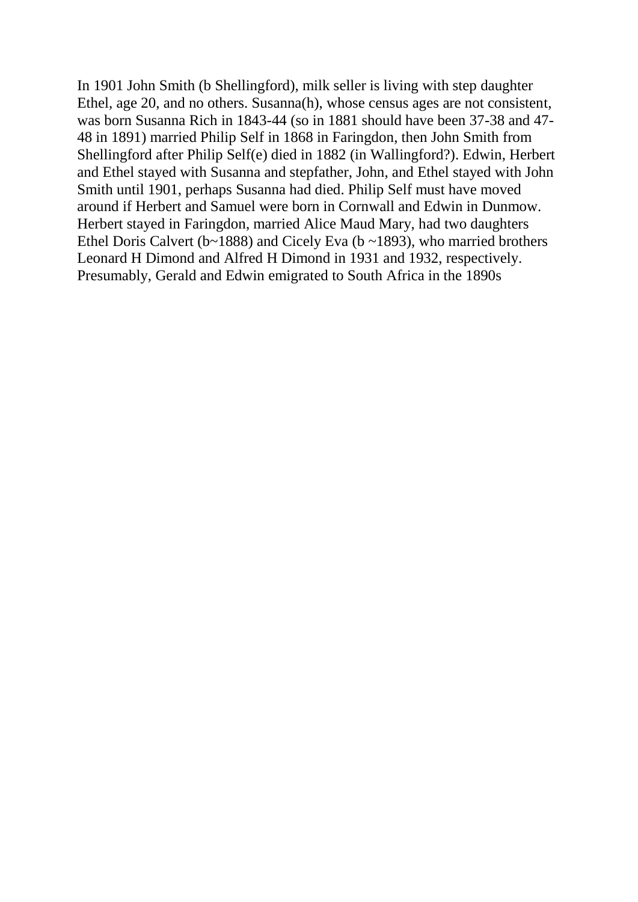In 1901 John Smith (b Shellingford), milk seller is living with step daughter Ethel, age 20, and no others. Susanna(h), whose census ages are not consistent, was born Susanna Rich in 1843-44 (so in 1881 should have been 37-38 and 47-48 in 1891) married Philip Self in 1868 in Faringdon, then John Smith from Shellingford after Philip Self(e) died in 1882 (in Wallingford?). Edwin, Herbert and Ethel stayed with Susanna and stepfather, John, and Ethel stayed with John Smith until 1901, perhaps Susanna had died. Philip Self must have moved around if Herbert and Samuel were born in Cornwall and Edwin in Dunmow. Herbert stayed in Faringdon, married Alice Maud Mary, had two daughters Ethel Doris Calvert (b~1888) and Cicely Eva (b ~1893), who married brothers Leonard H Dimond and Alfred H Dimond in 1931 and 1932, respectively. Presumably, Gerald and Edwin emigrated to South Africa in the 1890s